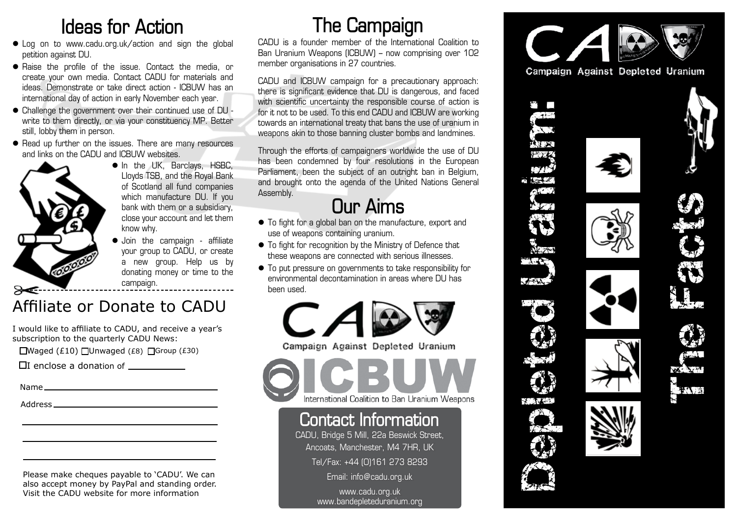# Ideas for Action

- Log on to www.cadu.org.uk/action and sign the global petition against DU.
- Raise the profile of the issue. Contact the media, or create your own media. Contact CADU for materials and ideas. Demonstrate or take direct action - ICBUW has an international day of action in early November each year.
- Challenge the government over their continued use of DU - write to them directly, or via your constituency MP. Better still, lobby them in person.
- Read up further on the issues. There are many resources and links on the CADU and ICBUW websites.
- In the UK, Barclays, HSBC, Lloyds TSB, and the Royal Bank of Scotland all fund companies which manufacture DU. If you bank with them or a subsidiary, close your account and let them know why.
- Join the campaign - affiliate your group to CADU, or create a new group. Help us by donating money or time to the campaign.

## Affiliate or Donate to CADU

I would like to affiliate to CADU, and receive a year's subscription to the quarterly CADU News:

☐ Waged (£10) ☐ Unwaged (£8) ☐ Group (£30)

☐ I enclose a donation of ___________

Name ___________________________

Address ___________________________

___________________________

___________________________

___________________________

Please make cheques payable to 'CADU'. We can also accept money by PayPal and standing order. Visit the CADU website for more information

# The Campaign

CADU is a founder member of the International Coalition to Ban Uranium Weapons (ICBUW) – now comprising over 102 member organisations in 27 countries.

CADU and ICBUW campaign for a precautionary approach: there is significant evidence that DU is dangerous, and faced with scientific uncertainty the responsible course of action is for it not to be used. To this end CADU and ICBUW are working towards an international treaty that bans the use of uranium in weapons akin to those banning cluster bombs and landmines.

Through the efforts of campaigners worldwide the use of DU has been condemned by four resolutions in the European Parliament, been the subject of an outright ban in Belgium, and brought onto the agenda of the United Nations General Assembly.

# Our Aims

- To fight for a global ban on the manufacture, export and use of weapons containing uranium.
- To fight for recognition by the Ministry of Defence that these weapons are connected with serious illnesses.
- To put pressure on governments to take responsibility for environmental decontamination in areas where DU has been used.

CADU – Campaign Against Depleted Uranium

ICBUW – International Coalition to Ban Uranium Weapons

## Contact Information

CADU, Bridge 5 Mill, 22a Beswick Street, Ancoats, Manchester, M4 7HR, UK

Tel/Fax: +44 (0)161 273 8293

Email: info@cadu.org.uk

www.cadu.org.uk
www.bandepleteduranium.org

CADU

Campaign Against Depleted Uranium

# Depleted Uranium: The Facts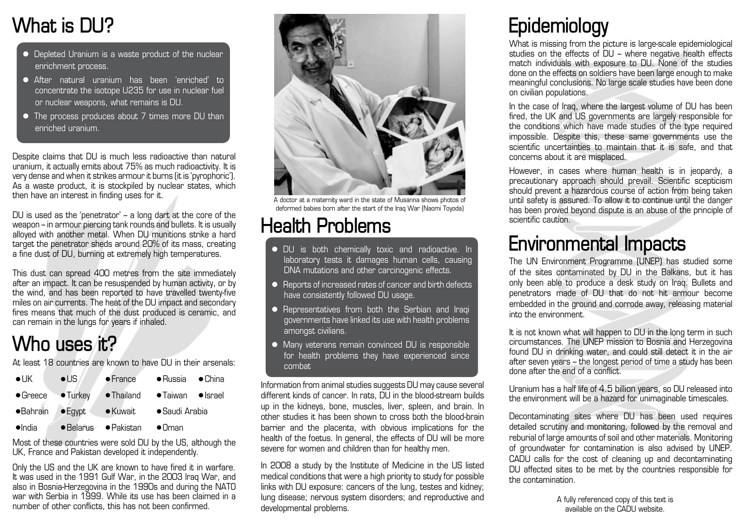# What is DU?

- Depleted Uranium is a waste product of the nuclear enrichment process.
- After natural uranium has been 'enriched' to concentrate the isotope U235 for use in nuclear fuel or nuclear weapons, what remains is DU.
- The process produces about 7 times more DU than enriched uranium.

Despite claims that DU is much less radioactive than natural uranium, it actually emits about 75% as much radioactivity. It is very dense and when it strikes armour it burns (it is 'pyrophoric'). As a waste product, it is stockpiled by nuclear states, which then have an interest in finding uses for it.

DU is used as the 'penetrator' – a long dart at the core of the weapon – in armour piercing tank rounds and bullets. It is usually alloyed with another metal. When DU munitions strike a hard target the penetrator sheds around 20% of its mass, creating a fine dust of DU, burning at extremely high temperatures.

This dust can spread 400 metres from the site immediately after an impact. It can be resuspended by human activity, or by the wind, and has been reported to have travelled twenty-five miles on air currents. The heat of the DU impact and secondary fires means that much of the dust produced is ceramic, and can remain in the lungs for years if inhaled.

# Who uses it?

At least 18 countries are known to have DU in their arsenals:

| | | | | |
|---|---|---|---|---|
| • UK | • US | • France | • Russia | • China |
| • Greece | • Turkey | • Thailand | • Taiwan | • Israel |
| • Bahrain | • Egypt | • Kuwait | • Saudi Arabia | |
| • India | • Belarus | • Pakistan | • Oman | |

Most of these countries were sold DU by the US, although the UK, France and Pakistan developed it independently.

Only the US and the UK are known to have fired it in warfare. It was used in the 1991 Gulf War, in the 2003 Iraq War, and also in Bosnia-Herzegovina in the 1990s and during the NATO war with Serbia in 1999. While its use has been claimed in a number of other conflicts, this has not been confirmed.

A doctor at a maternity ward in the state of Musanna shows photos of deformed babies born after the start of the Iraq War (Naomi Toyoda)

# Health Problems

- DU is both chemically toxic and radioactive. In laboratory tests it damages human cells, causing DNA mutations and other carcinogenic effects.
- Reports of increased rates of cancer and birth defects have consistently followed DU usage.
- Representatives from both the Serbian and Iraqi governments have linked its use with health problems amongst civilians.
- Many veterans remain convinced DU is responsible for health problems they have experienced since combat

Information from animal studies suggests DU may cause several different kinds of cancer. In rats, DU in the blood-stream builds up in the kidneys, bone, muscles, liver, spleen, and brain. In other studies it has been shown to cross both the blood-brain barrier and the placenta, with obvious implications for the health of the foetus. In general, the effects of DU will be more severe for women and children than for healthy men.

In 2008 a study by the Institute of Medicine in the US listed medical conditions that were a high priority to study for possible links with DU exposure: cancers of the lung, testes and kidney; lung disease; nervous system disorders; and reproductive and developmental problems.

# Epidemiology

What is missing from the picture is large-scale epidemiological studies on the effects of DU – where negative health effects match individuals with exposure to DU. None of the studies done on the effects on soldiers have been large enough to make meaningful conclusions. No large scale studies have been done on civilian populations.

In the case of Iraq, where the largest volume of DU has been fired, the UK and US governments are largely responsible for the conditions which have made studies of the type required impossible. Despite this, these same governments use the scientific uncertainties to maintain that it is safe, and that concerns about it are misplaced.

However, in cases where human health is in jeopardy, a precautionary approach should prevail. Scientific scepticism should prevent a hazardous course of action from being taken until safety is assured. To allow it to continue until the danger has been proved beyond dispute is an abuse of the principle of scientific caution.

# Environmental Impacts

The UN Environment Programme (UNEP) has studied some of the sites contaminated by DU in the Balkans, but it has only been able to produce a desk study on Iraq. Bullets and penetrators made of DU that do not hit armour become embedded in the ground and corrode away, releasing material into the environment.

It is not known what will happen to DU in the long term in such circumstances. The UNEP mission to Bosnia and Herzegovina found DU in drinking water, and could still detect it in the air after seven years – the longest period of time a study has been done after the end of a conflict.

Uranium has a half life of 4.5 billion years, so DU released into the environment will be a hazard for unimaginable timescales.

Decontaminating sites where DU has been used requires detailed scrutiny and monitoring, followed by the removal and reburial of large amounts of soil and other materials. Monitoring of groundwater for contamination is also advised by UNEP. CADU calls for the cost of cleaning up and decontaminating DU affected sites to be met by the countries responsible for the contamination.

A fully referenced copy of this text is available on the CADU website.